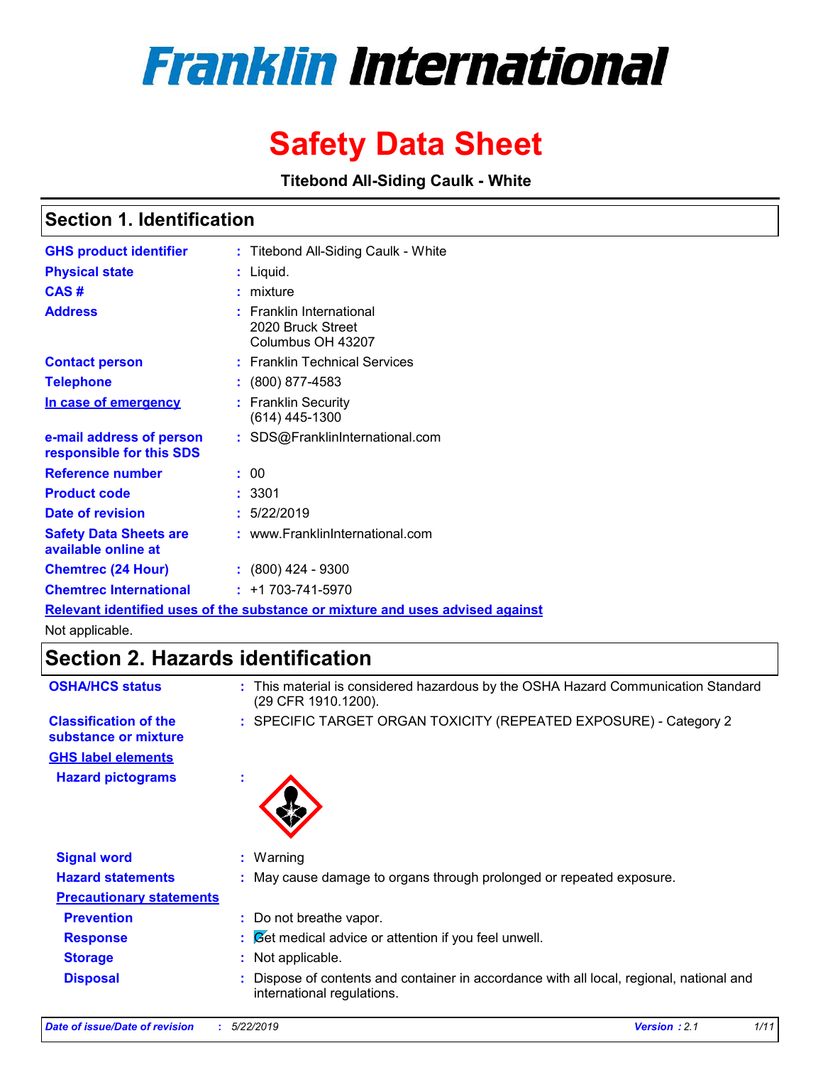# Franklin International

# Safety Data Sheet

**Titebond All-Siding Caulk - White**

## Section 1. Identification

| | | |
|---|---|---|
| **GHS product identifier** | : | Titebond All-Siding Caulk - White |
| **Physical state** | : | Liquid. |
| **CAS #** | : | mixture |
| **Address** | : | Franklin International<br>2020 Bruck Street<br>Columbus OH 43207 |
| **Contact person** | : | Franklin Technical Services |
| **Telephone** | : | (800) 877-4583 |
| **In case of emergency** | : | Franklin Security<br>(614) 445-1300 |
| **e-mail address of person responsible for this SDS** | : | SDS@FranklinInternational.com |
| **Reference number** | : | 00 |
| **Product code** | : | 3301 |
| **Date of revision** | : | 5/22/2019 |
| **Safety Data Sheets are available online at** | : | www.FranklinInternational.com |
| **Chemtrec (24 Hour)** | : | (800) 424 - 9300 |
| **Chemtrec International** | : | +1 703-741-5970 |

**Relevant identified uses of the substance or mixture and uses advised against**

Not applicable.

## Section 2. Hazards identification

| | | |
|---|---|---|
| **OSHA/HCS status** | : | This material is considered hazardous by the OSHA Hazard Communication Standard (29 CFR 1910.1200). |
| **Classification of the substance or mixture** | : | SPECIFIC TARGET ORGAN TOXICITY (REPEATED EXPOSURE) - Category 2 |

**GHS label elements**

| | | |
|---|---|---|
| **Hazard pictograms** | : | |
| **Signal word** | : | Warning |
| **Hazard statements** | : | May cause damage to organs through prolonged or repeated exposure. |

**Precautionary statements**

| | | |
|---|---|---|
| **Prevention** | : | Do not breathe vapor. |
| **Response** | : | Get medical advice or attention if you feel unwell. |
| **Storage** | : | Not applicable. |
| **Disposal** | : | Dispose of contents and container in accordance with all local, regional, national and international regulations. |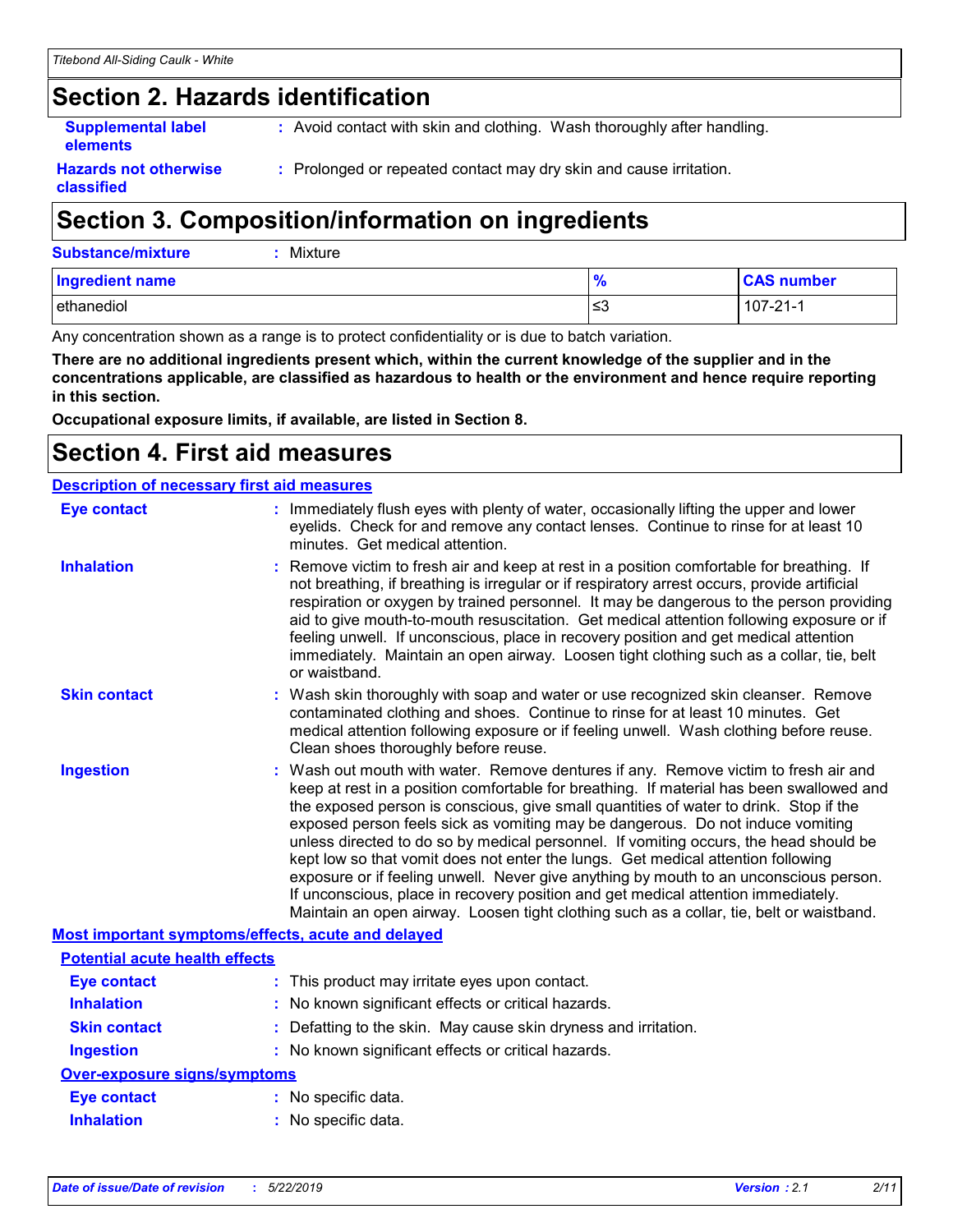## Section 2. Hazards identification

**Supplemental label elements** : Avoid contact with skin and clothing. Wash thoroughly after handling.

**Hazards not otherwise classified** : Prolonged or repeated contact may dry skin and cause irritation.

## Section 3. Composition/information on ingredients

**Substance/mixture** : Mixture

| Ingredient name | % | CAS number |
|---|---|---|
| ethanediol | ≤3 | 107-21-1 |

Any concentration shown as a range is to protect confidentiality or is due to batch variation.

**There are no additional ingredients present which, within the current knowledge of the supplier and in the concentrations applicable, are classified as hazardous to health or the environment and hence require reporting in this section.**

**Occupational exposure limits, if available, are listed in Section 8.**

## Section 4. First aid measures

### Description of necessary first aid measures

**Eye contact** : Immediately flush eyes with plenty of water, occasionally lifting the upper and lower eyelids. Check for and remove any contact lenses. Continue to rinse for at least 10 minutes. Get medical attention.

**Inhalation** : Remove victim to fresh air and keep at rest in a position comfortable for breathing. If not breathing, if breathing is irregular or if respiratory arrest occurs, provide artificial respiration or oxygen by trained personnel. It may be dangerous to the person providing aid to give mouth-to-mouth resuscitation. Get medical attention following exposure or if feeling unwell. If unconscious, place in recovery position and get medical attention immediately. Maintain an open airway. Loosen tight clothing such as a collar, tie, belt or waistband.

**Skin contact** : Wash skin thoroughly with soap and water or use recognized skin cleanser. Remove contaminated clothing and shoes. Continue to rinse for at least 10 minutes. Get medical attention following exposure or if feeling unwell. Wash clothing before reuse. Clean shoes thoroughly before reuse.

**Ingestion** : Wash out mouth with water. Remove dentures if any. Remove victim to fresh air and keep at rest in a position comfortable for breathing. If material has been swallowed and the exposed person is conscious, give small quantities of water to drink. Stop if the exposed person feels sick as vomiting may be dangerous. Do not induce vomiting unless directed to do so by medical personnel. If vomiting occurs, the head should be kept low so that vomit does not enter the lungs. Get medical attention following exposure or if feeling unwell. Never give anything by mouth to an unconscious person. If unconscious, place in recovery position and get medical attention immediately. Maintain an open airway. Loosen tight clothing such as a collar, tie, belt or waistband.

### Most important symptoms/effects, acute and delayed

#### Potential acute health effects

**Eye contact** : This product may irritate eyes upon contact.

**Inhalation** : No known significant effects or critical hazards.

**Skin contact** : Defatting to the skin. May cause skin dryness and irritation.

**Ingestion** : No known significant effects or critical hazards.

#### Over-exposure signs/symptoms

**Eye contact** : No specific data.

**Inhalation** : No specific data.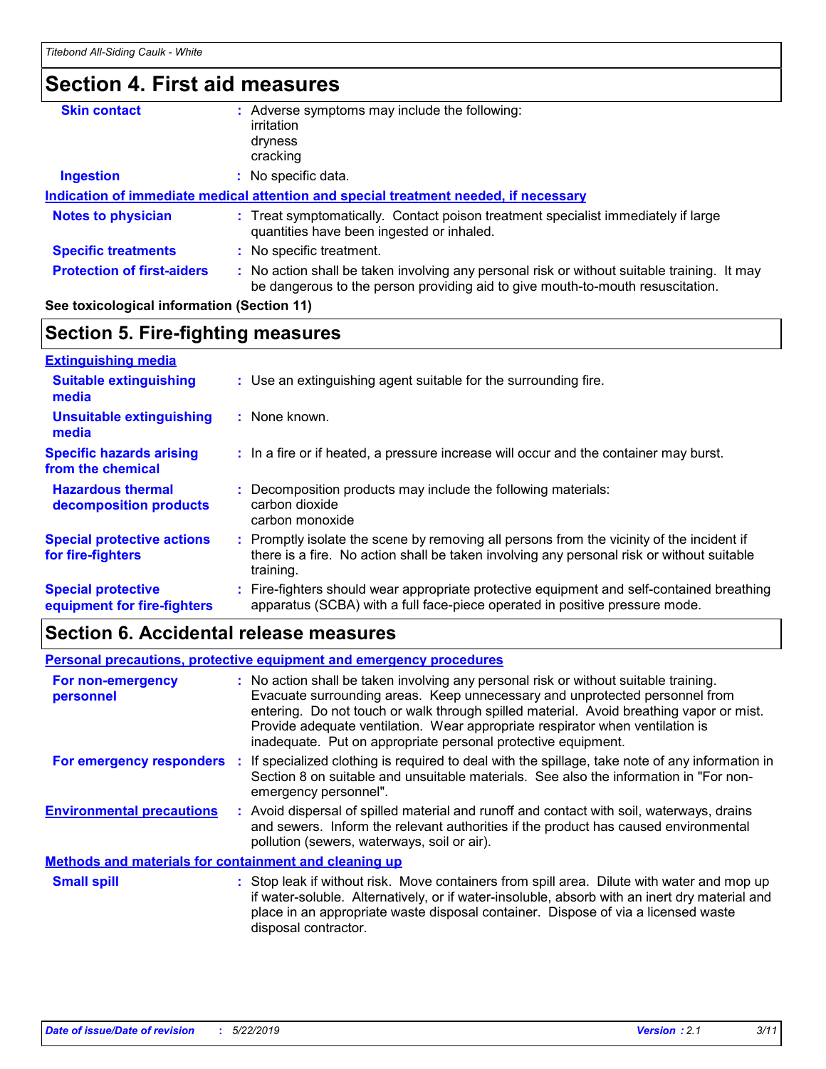## Section 4. First aid measures

| | |
|---|---|
| **Skin contact** | : Adverse symptoms may include the following:<br>irritation<br>dryness<br>cracking |
| **Ingestion** | : No specific data. |

**Indication of immediate medical attention and special treatment needed, if necessary**

| | |
|---|---|
| **Notes to physician** | : Treat symptomatically. Contact poison treatment specialist immediately if large quantities have been ingested or inhaled. |
| **Specific treatments** | : No specific treatment. |
| **Protection of first-aiders** | : No action shall be taken involving any personal risk or without suitable training. It may be dangerous to the person providing aid to give mouth-to-mouth resuscitation. |

**See toxicological information (Section 11)**

## Section 5. Fire-fighting measures

**Extinguishing media**

| | |
|---|---|
| **Suitable extinguishing media** | : Use an extinguishing agent suitable for the surrounding fire. |
| **Unsuitable extinguishing media** | : None known. |
| **Specific hazards arising from the chemical** | : In a fire or if heated, a pressure increase will occur and the container may burst. |
| **Hazardous thermal decomposition products** | : Decomposition products may include the following materials:<br>carbon dioxide<br>carbon monoxide |
| **Special protective actions for fire-fighters** | : Promptly isolate the scene by removing all persons from the vicinity of the incident if there is a fire. No action shall be taken involving any personal risk or without suitable training. |
| **Special protective equipment for fire-fighters** | : Fire-fighters should wear appropriate protective equipment and self-contained breathing apparatus (SCBA) with a full face-piece operated in positive pressure mode. |

## Section 6. Accidental release measures

**Personal precautions, protective equipment and emergency procedures**

| | |
|---|---|
| **For non-emergency personnel** | : No action shall be taken involving any personal risk or without suitable training. Evacuate surrounding areas. Keep unnecessary and unprotected personnel from entering. Do not touch or walk through spilled material. Avoid breathing vapor or mist. Provide adequate ventilation. Wear appropriate respirator when ventilation is inadequate. Put on appropriate personal protective equipment. |
| **For emergency responders** | : If specialized clothing is required to deal with the spillage, take note of any information in Section 8 on suitable and unsuitable materials. See also the information in "For non-emergency personnel". |
| **Environmental precautions** | : Avoid dispersal of spilled material and runoff and contact with soil, waterways, drains and sewers. Inform the relevant authorities if the product has caused environmental pollution (sewers, waterways, soil or air). |

**Methods and materials for containment and cleaning up**

| | |
|---|---|
| **Small spill** | : Stop leak if without risk. Move containers from spill area. Dilute with water and mop up if water-soluble. Alternatively, or if water-insoluble, absorb with an inert dry material and place in an appropriate waste disposal container. Dispose of via a licensed waste disposal contractor. |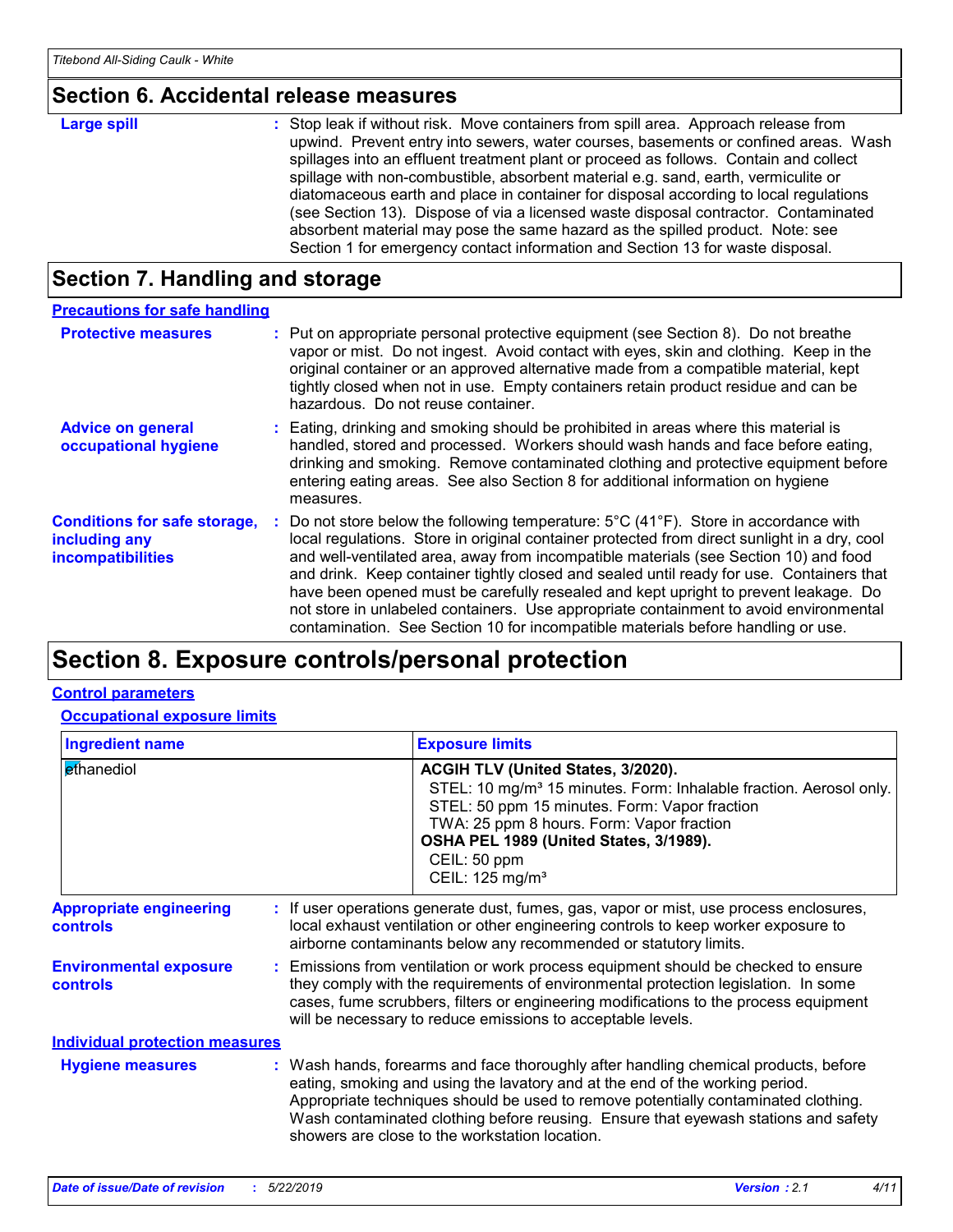## Section 6. Accidental release measures

**Large spill** : Stop leak if without risk. Move containers from spill area. Approach release from upwind. Prevent entry into sewers, water courses, basements or confined areas. Wash spillages into an effluent treatment plant or proceed as follows. Contain and collect spillage with non-combustible, absorbent material e.g. sand, earth, vermiculite or diatomaceous earth and place in container for disposal according to local regulations (see Section 13). Dispose of via a licensed waste disposal contractor. Contaminated absorbent material may pose the same hazard as the spilled product. Note: see Section 1 for emergency contact information and Section 13 for waste disposal.

## Section 7. Handling and storage

### Precautions for safe handling

**Protective measures** : Put on appropriate personal protective equipment (see Section 8). Do not breathe vapor or mist. Do not ingest. Avoid contact with eyes, skin and clothing. Keep in the original container or an approved alternative made from a compatible material, kept tightly closed when not in use. Empty containers retain product residue and can be hazardous. Do not reuse container.

**Advice on general occupational hygiene** : Eating, drinking and smoking should be prohibited in areas where this material is handled, stored and processed. Workers should wash hands and face before eating, drinking and smoking. Remove contaminated clothing and protective equipment before entering eating areas. See also Section 8 for additional information on hygiene measures.

**Conditions for safe storage, including any incompatibilities** : Do not store below the following temperature: 5°C (41°F). Store in accordance with local regulations. Store in original container protected from direct sunlight in a dry, cool and well-ventilated area, away from incompatible materials (see Section 10) and food and drink. Keep container tightly closed and sealed until ready for use. Containers that have been opened must be carefully resealed and kept upright to prevent leakage. Do not store in unlabeled containers. Use appropriate containment to avoid environmental contamination. See Section 10 for incompatible materials before handling or use.

## Section 8. Exposure controls/personal protection

### Control parameters

#### Occupational exposure limits

| Ingredient name | Exposure limits |
|---|---|
| ethanediol | **ACGIH TLV (United States, 3/2020).**<br>STEL: 10 mg/m³ 15 minutes. Form: Inhalable fraction. Aerosol only.<br>STEL: 50 ppm 15 minutes. Form: Vapor fraction<br>TWA: 25 ppm 8 hours. Form: Vapor fraction<br>**OSHA PEL 1989 (United States, 3/1989).**<br>CEIL: 50 ppm<br>CEIL: 125 mg/m³ |

**Appropriate engineering controls** : If user operations generate dust, fumes, gas, vapor or mist, use process enclosures, local exhaust ventilation or other engineering controls to keep worker exposure to airborne contaminants below any recommended or statutory limits.

**Environmental exposure controls** : Emissions from ventilation or work process equipment should be checked to ensure they comply with the requirements of environmental protection legislation. In some cases, fume scrubbers, filters or engineering modifications to the process equipment will be necessary to reduce emissions to acceptable levels.

### Individual protection measures

**Hygiene measures** : Wash hands, forearms and face thoroughly after handling chemical products, before eating, smoking and using the lavatory and at the end of the working period. Appropriate techniques should be used to remove potentially contaminated clothing. Wash contaminated clothing before reusing. Ensure that eyewash stations and safety showers are close to the workstation location.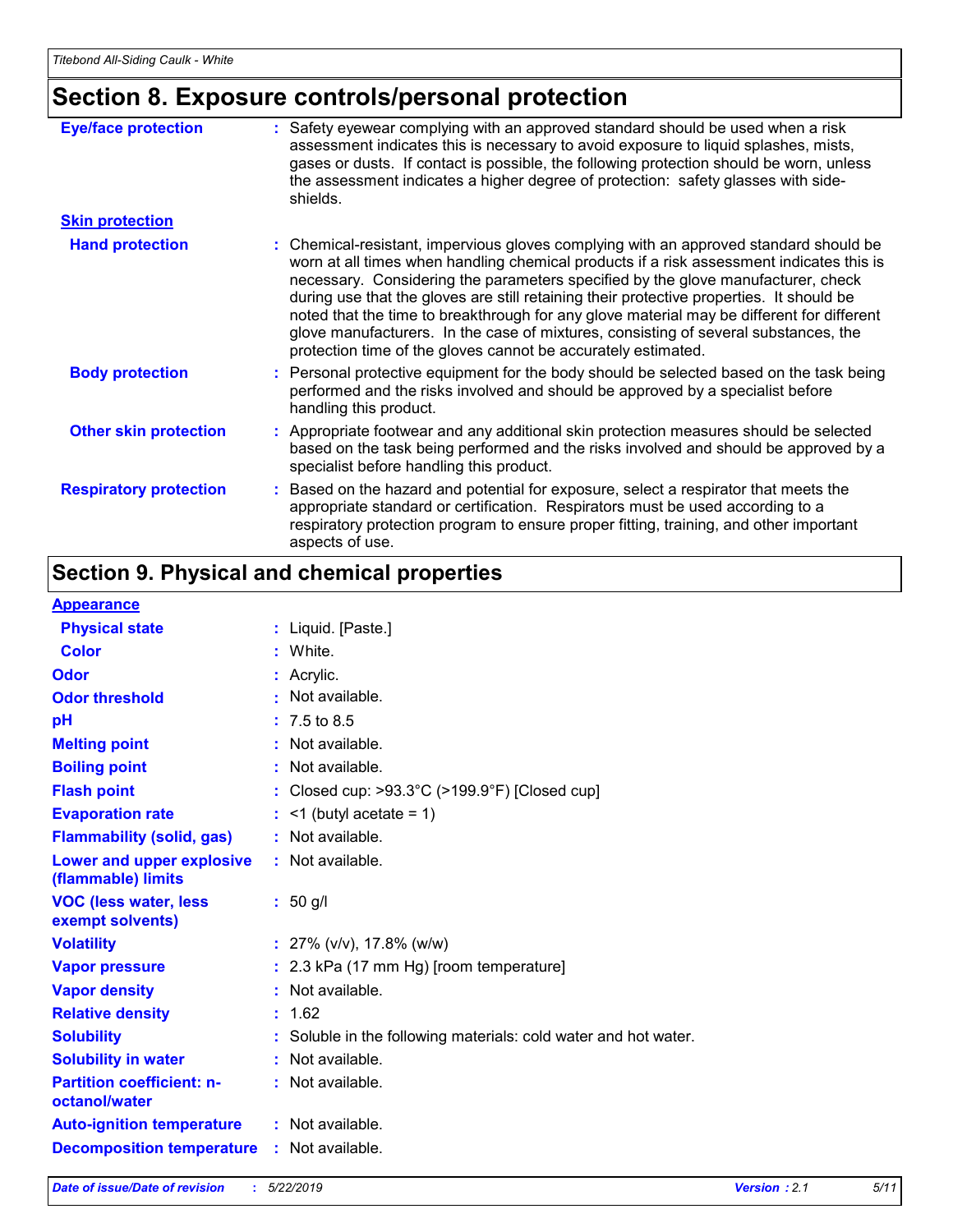# Section 8. Exposure controls/personal protection

| | |
|---|---|
| **Eye/face protection** | : Safety eyewear complying with an approved standard should be used when a risk assessment indicates this is necessary to avoid exposure to liquid splashes, mists, gases or dusts. If contact is possible, the following protection should be worn, unless the assessment indicates a higher degree of protection: safety glasses with side-shields. |
| **Skin protection** | |
| **Hand protection** | : Chemical-resistant, impervious gloves complying with an approved standard should be worn at all times when handling chemical products if a risk assessment indicates this is necessary. Considering the parameters specified by the glove manufacturer, check during use that the gloves are still retaining their protective properties. It should be noted that the time to breakthrough for any glove material may be different for different glove manufacturers. In the case of mixtures, consisting of several substances, the protection time of the gloves cannot be accurately estimated. |
| **Body protection** | : Personal protective equipment for the body should be selected based on the task being performed and the risks involved and should be approved by a specialist before handling this product. |
| **Other skin protection** | : Appropriate footwear and any additional skin protection measures should be selected based on the task being performed and the risks involved and should be approved by a specialist before handling this product. |
| **Respiratory protection** | : Based on the hazard and potential for exposure, select a respirator that meets the appropriate standard or certification. Respirators must be used according to a respiratory protection program to ensure proper fitting, training, and other important aspects of use. |

# Section 9. Physical and chemical properties

| | |
|---|---|
| **Appearance** | |
| **Physical state** | : Liquid. [Paste.] |
| **Color** | : White. |
| **Odor** | : Acrylic. |
| **Odor threshold** | : Not available. |
| **pH** | : 7.5 to 8.5 |
| **Melting point** | : Not available. |
| **Boiling point** | : Not available. |
| **Flash point** | : Closed cup: >93.3°C (>199.9°F) [Closed cup] |
| **Evaporation rate** | : <1 (butyl acetate = 1) |
| **Flammability (solid, gas)** | : Not available. |
| **Lower and upper explosive (flammable) limits** | : Not available. |
| **VOC (less water, less exempt solvents)** | : 50 g/l |
| **Volatility** | : 27% (v/v), 17.8% (w/w) |
| **Vapor pressure** | : 2.3 kPa (17 mm Hg) [room temperature] |
| **Vapor density** | : Not available. |
| **Relative density** | : 1.62 |
| **Solubility** | : Soluble in the following materials: cold water and hot water. |
| **Solubility in water** | : Not available. |
| **Partition coefficient: n-octanol/water** | : Not available. |
| **Auto-ignition temperature** | : Not available. |
| **Decomposition temperature** | : Not available. |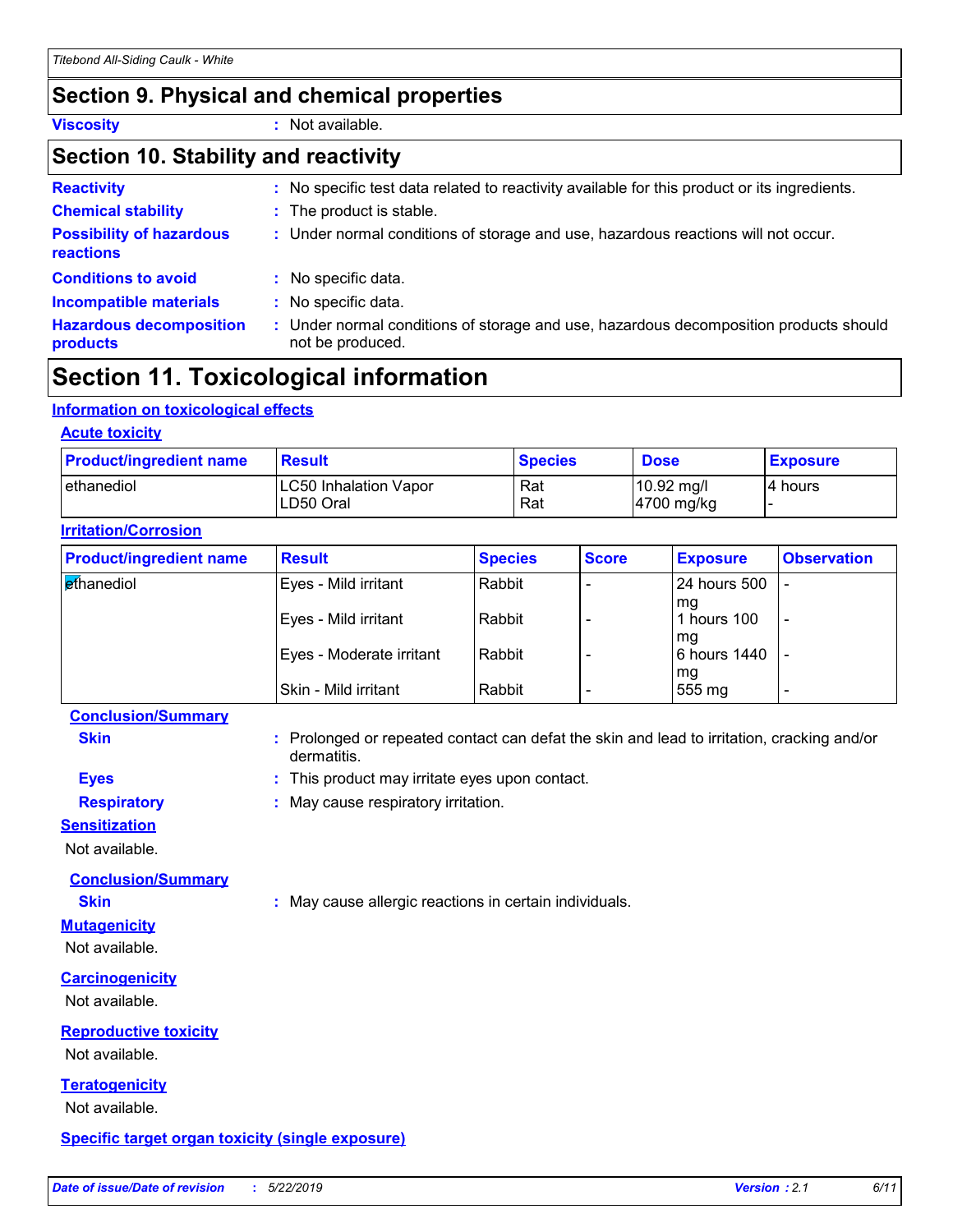## Section 9. Physical and chemical properties

**Viscosity** : Not available.

## Section 10. Stability and reactivity

**Reactivity** : No specific test data related to reactivity available for this product or its ingredients.

**Chemical stability** : The product is stable.

**Possibility of hazardous reactions** : Under normal conditions of storage and use, hazardous reactions will not occur.

**Conditions to avoid** : No specific data.

**Incompatible materials** : No specific data.

**Hazardous decomposition products** : Under normal conditions of storage and use, hazardous decomposition products should not be produced.

## Section 11. Toxicological information

### Information on toxicological effects

#### Acute toxicity

| Product/ingredient name | Result | Species | Dose | Exposure |
|---|---|---|---|---|
| ethanediol | LC50 Inhalation Vapor<br>LD50 Oral | Rat<br>Rat | 10.92 mg/l<br>4700 mg/kg | 4 hours<br>- |

#### Irritation/Corrosion

| Product/ingredient name | Result | Species | Score | Exposure | Observation |
|---|---|---|---|---|---|
| ethanediol | Eyes - Mild irritant | Rabbit | - | 24 hours 500 mg | - |
| | Eyes - Mild irritant | Rabbit | - | 1 hours 100 mg | - |
| | Eyes - Moderate irritant | Rabbit | - | 6 hours 1440 mg | - |
| | Skin - Mild irritant | Rabbit | - | 555 mg | - |

**Conclusion/Summary**

**Skin** : Prolonged or repeated contact can defat the skin and lead to irritation, cracking and/or dermatitis.

**Eyes** : This product may irritate eyes upon contact.

**Respiratory** : May cause respiratory irritation.

#### Sensitization

Not available.

**Conclusion/Summary**

**Skin** : May cause allergic reactions in certain individuals.

#### Mutagenicity

Not available.

#### Carcinogenicity

Not available.

#### Reproductive toxicity

Not available.

#### Teratogenicity

Not available.

#### Specific target organ toxicity (single exposure)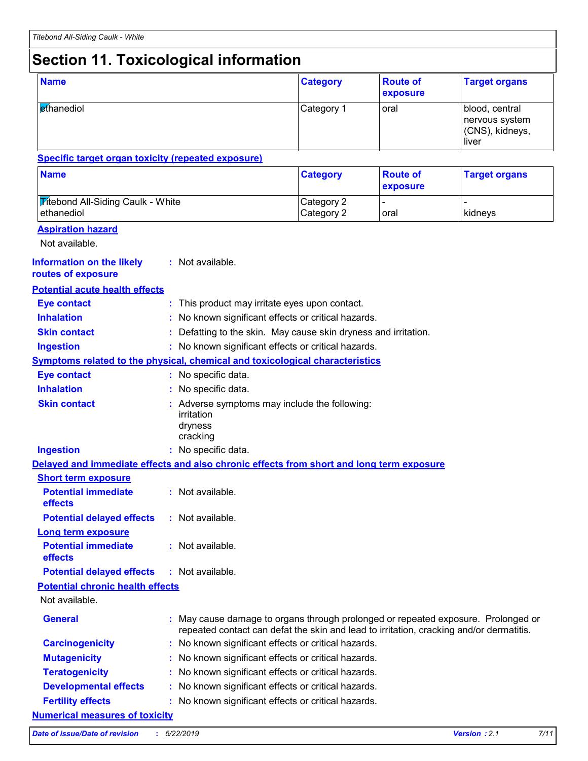# Section 11. Toxicological information

| Name | Category | Route of exposure | Target organs |
|---|---|---|---|
| ethanediol | Category 1 | oral | blood, central nervous system (CNS), kidneys, liver |

**Specific target organ toxicity (repeated exposure)**

| Name | Category | Route of exposure | Target organs |
|---|---|---|---|
| Titebond All-Siding Caulk - White | Category 2 | - | - |
| ethanediol | Category 2 | oral | kidneys |

**Aspiration hazard**

Not available.

**Information on the likely routes of exposure** : Not available.

**Potential acute health effects**

**Eye contact** : This product may irritate eyes upon contact.

**Inhalation** : No known significant effects or critical hazards.

**Skin contact** : Defatting to the skin. May cause skin dryness and irritation.

**Ingestion** : No known significant effects or critical hazards.

**Symptoms related to the physical, chemical and toxicological characteristics**

**Eye contact** : No specific data.

**Inhalation** : No specific data.

**Skin contact** : Adverse symptoms may include the following:
irritation
dryness
cracking

**Ingestion** : No specific data.

**Delayed and immediate effects and also chronic effects from short and long term exposure**

**Short term exposure**

**Potential immediate effects** : Not available.

**Potential delayed effects** : Not available.

**Long term exposure**

**Potential immediate effects** : Not available.

**Potential delayed effects** : Not available.

**Potential chronic health effects**

Not available.

**General** : May cause damage to organs through prolonged or repeated exposure. Prolonged or repeated contact can defat the skin and lead to irritation, cracking and/or dermatitis.

**Carcinogenicity** : No known significant effects or critical hazards.

**Mutagenicity** : No known significant effects or critical hazards.

**Teratogenicity** : No known significant effects or critical hazards.

**Developmental effects** : No known significant effects or critical hazards.

**Fertility effects** : No known significant effects or critical hazards.

**Numerical measures of toxicity**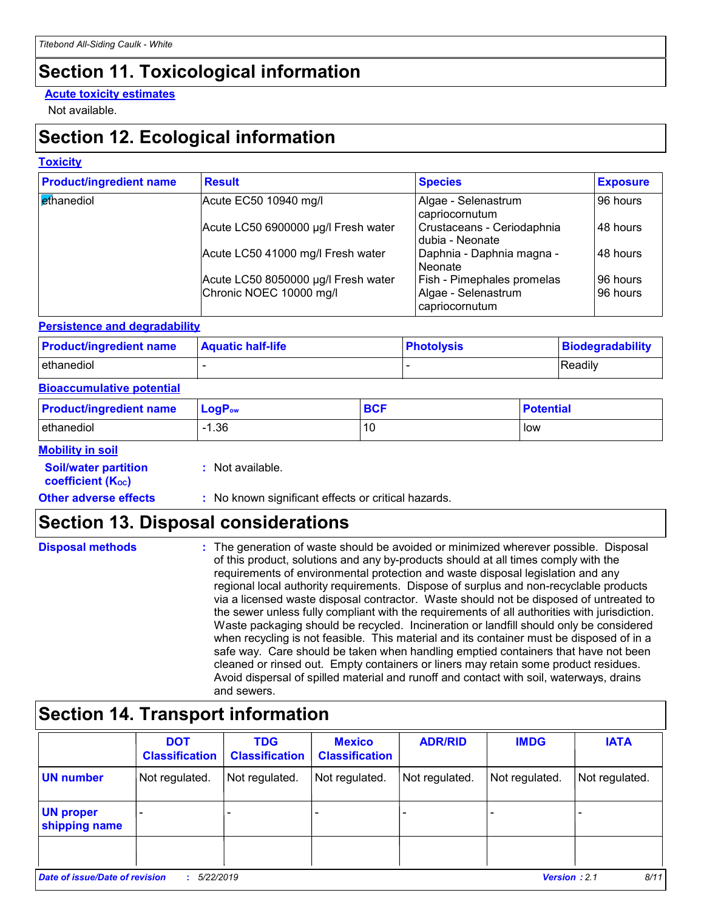# Section 11. Toxicological information

**Acute toxicity estimates**

Not available.

# Section 12. Ecological information

**Toxicity**

| Product/ingredient name | Result | Species | Exposure |
| --- | --- | --- | --- |
| ethanediol | Acute EC50 10940 mg/l | Algae - Selenastrum capriocornutum | 96 hours |
| | Acute LC50 6900000 µg/l Fresh water | Crustaceans - Ceriodaphnia dubia - Neonate | 48 hours |
| | Acute LC50 41000 mg/l Fresh water | Daphnia - Daphnia magna - Neonate | 48 hours |
| | Acute LC50 8050000 µg/l Fresh water | Fish - Pimephales promelas | 96 hours |
| | Chronic NOEC 10000 mg/l | Algae - Selenastrum capriocornutum | 96 hours |

**Persistence and degradability**

| Product/ingredient name | Aquatic half-life | Photolysis | Biodegradability |
| --- | --- | --- | --- |
| ethanediol | - | - | Readily |

**Bioaccumulative potential**

| Product/ingredient name | $LogP_{ow}$ | BCF | Potential |
| --- | --- | --- | --- |
| ethanediol | -1.36 | 10 | low |

**Mobility in soil**

**Soil/water partition coefficient ($K_{OC}$)** : Not available.

**Other adverse effects** : No known significant effects or critical hazards.

# Section 13. Disposal considerations

**Disposal methods** : The generation of waste should be avoided or minimized wherever possible. Disposal of this product, solutions and any by-products should at all times comply with the requirements of environmental protection and waste disposal legislation and any regional local authority requirements. Dispose of surplus and non-recyclable products via a licensed waste disposal contractor. Waste should not be disposed of untreated to the sewer unless fully compliant with the requirements of all authorities with jurisdiction. Waste packaging should be recycled. Incineration or landfill should only be considered when recycling is not feasible. This material and its container must be disposed of in a safe way. Care should be taken when handling emptied containers that have not been cleaned or rinsed out. Empty containers or liners may retain some product residues. Avoid dispersal of spilled material and runoff and contact with soil, waterways, drains and sewers.

# Section 14. Transport information

| | DOT Classification | TDG Classification | Mexico Classification | ADR/RID | IMDG | IATA |
| --- | --- | --- | --- | --- | --- | --- |
| UN number | Not regulated. | Not regulated. | Not regulated. | Not regulated. | Not regulated. | Not regulated. |
| UN proper shipping name | - | - | - | - | - | - |
| | | | | | | |

*Date of issue/Date of revision* : 5/22/2019 *Version* : 2.1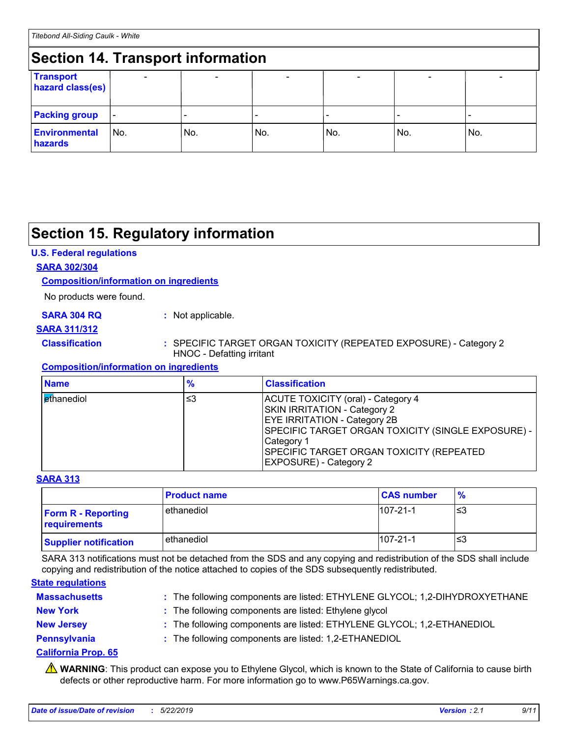## Section 14. Transport information

| Transport hazard class(es) | - | - | - | - | - | - |
|---|---|---|---|---|---|---|
| Packing group | - | - | - | - | - | - |
| Environmental hazards | No. | No. | No. | No. | No. | No. |

## Section 15. Regulatory information

### U.S. Federal regulations

**SARA 302/304**

**Composition/information on ingredients**

No products were found.

**SARA 304 RQ** : Not applicable.

**SARA 311/312**

**Classification** : SPECIFIC TARGET ORGAN TOXICITY (REPEATED EXPOSURE) - Category 2
HNOC - Defatting irritant

**Composition/information on ingredients**

| Name | % | Classification |
|---|---|---|
| ethanediol | ≤3 | ACUTE TOXICITY (oral) - Category 4<br>SKIN IRRITATION - Category 2<br>EYE IRRITATION - Category 2B<br>SPECIFIC TARGET ORGAN TOXICITY (SINGLE EXPOSURE) - Category 1<br>SPECIFIC TARGET ORGAN TOXICITY (REPEATED EXPOSURE) - Category 2 |

**SARA 313**

| | Product name | CAS number | % |
|---|---|---|---|
| Form R - Reporting requirements | ethanediol | 107-21-1 | ≤3 |
| Supplier notification | ethanediol | 107-21-1 | ≤3 |

SARA 313 notifications must not be detached from the SDS and any copying and redistribution of the SDS shall include copying and redistribution of the notice attached to copies of the SDS subsequently redistributed.

### State regulations

**Massachusetts** : The following components are listed: ETHYLENE GLYCOL; 1,2-DIHYDROXYETHANE

**New York** : The following components are listed: Ethylene glycol

**New Jersey** : The following components are listed: ETHYLENE GLYCOL; 1,2-ETHANEDIOL

**Pennsylvania** : The following components are listed: 1,2-ETHANEDIOL

**California Prop. 65**

⚠ **WARNING**: This product can expose you to Ethylene Glycol, which is known to the State of California to cause birth defects or other reproductive harm. For more information go to www.P65Warnings.ca.gov.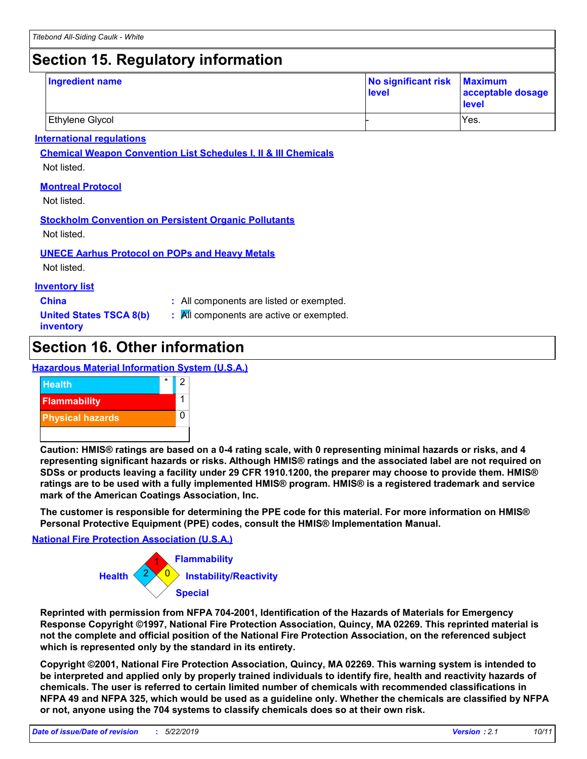## Section 15. Regulatory information

| Ingredient name | No significant risk level | Maximum acceptable dosage level |
|---|---|---|
| Ethylene Glycol | - | Yes. |

### International regulations

**Chemical Weapon Convention List Schedules I, II & III Chemicals**

Not listed.

**Montreal Protocol**

Not listed.

**Stockholm Convention on Persistent Organic Pollutants**

Not listed.

**UNECE Aarhus Protocol on POPs and Heavy Metals**

Not listed.

### Inventory list

**China** : All components are listed or exempted.

**United States TSCA 8(b) inventory** : All components are active or exempted.

## Section 16. Other information

### Hazardous Material Information System (U.S.A.)

| Category | | Rating |
|---|---|---|
| Health | * | 2 |
| Flammability | | 1 |
| Physical hazards | | 0 |

**Caution: HMIS® ratings are based on a 0-4 rating scale, with 0 representing minimal hazards or risks, and 4 representing significant hazards or risks. Although HMIS® ratings and the associated label are not required on SDSs or products leaving a facility under 29 CFR 1910.1200, the preparer may choose to provide them. HMIS® ratings are to be used with a fully implemented HMIS® program. HMIS® is a registered trademark and service mark of the American Coatings Association, Inc.**

**The customer is responsible for determining the PPE code for this material. For more information on HMIS® Personal Protective Equipment (PPE) codes, consult the HMIS® Implementation Manual.**

### National Fire Protection Association (U.S.A.)

Health: 2
Flammability: 1
Instability/Reactivity: 0
Special:

**Reprinted with permission from NFPA 704-2001, Identification of the Hazards of Materials for Emergency Response Copyright ©1997, National Fire Protection Association, Quincy, MA 02269. This reprinted material is not the complete and official position of the National Fire Protection Association, on the referenced subject which is represented only by the standard in its entirety.**

**Copyright ©2001, National Fire Protection Association, Quincy, MA 02269. This warning system is intended to be interpreted and applied only by properly trained individuals to identify fire, health and reactivity hazards of chemicals. The user is referred to certain limited number of chemicals with recommended classifications in NFPA 49 and NFPA 325, which would be used as a guideline only. Whether the chemicals are classified by NFPA or not, anyone using the 704 systems to classify chemicals does so at their own risk.**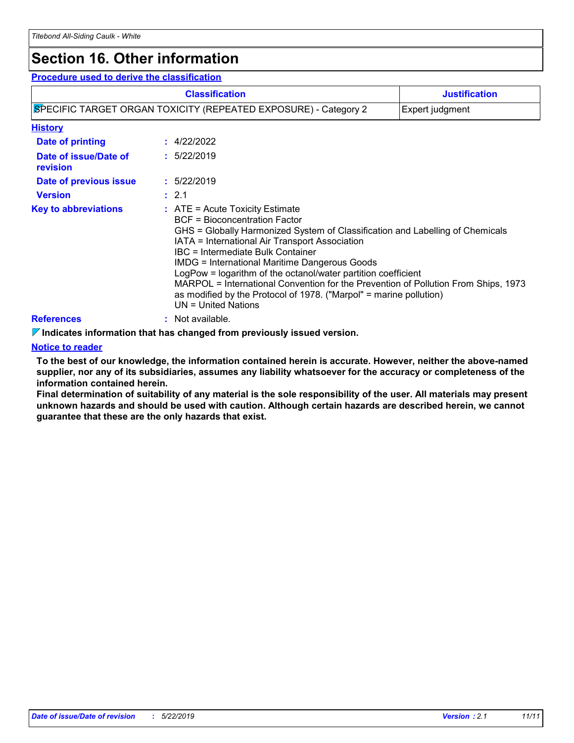# Section 16. Other information

**Procedure used to derive the classification**

| Classification | Justification |
|---|---|
| SPECIFIC TARGET ORGAN TOXICITY (REPEATED EXPOSURE) - Category 2 | Expert judgment |

**History**

**Date of printing** : 4/22/2022

**Date of issue/Date of revision** : 5/22/2019

**Date of previous issue** : 5/22/2019

**Version** : 2.1

**Key to abbreviations** : ATE = Acute Toxicity Estimate
BCF = Bioconcentration Factor
GHS = Globally Harmonized System of Classification and Labelling of Chemicals
IATA = International Air Transport Association
IBC = Intermediate Bulk Container
IMDG = International Maritime Dangerous Goods
LogPow = logarithm of the octanol/water partition coefficient
MARPOL = International Convention for the Prevention of Pollution From Ships, 1973 as modified by the Protocol of 1978. ("Marpol" = marine pollution)
UN = United Nations

**References** : Not available.

**Indicates information that has changed from previously issued version.**

**Notice to reader**

**To the best of our knowledge, the information contained herein is accurate. However, neither the above-named supplier, nor any of its subsidiaries, assumes any liability whatsoever for the accuracy or completeness of the information contained herein.**

**Final determination of suitability of any material is the sole responsibility of the user. All materials may present unknown hazards and should be used with caution. Although certain hazards are described herein, we cannot guarantee that these are the only hazards that exist.**